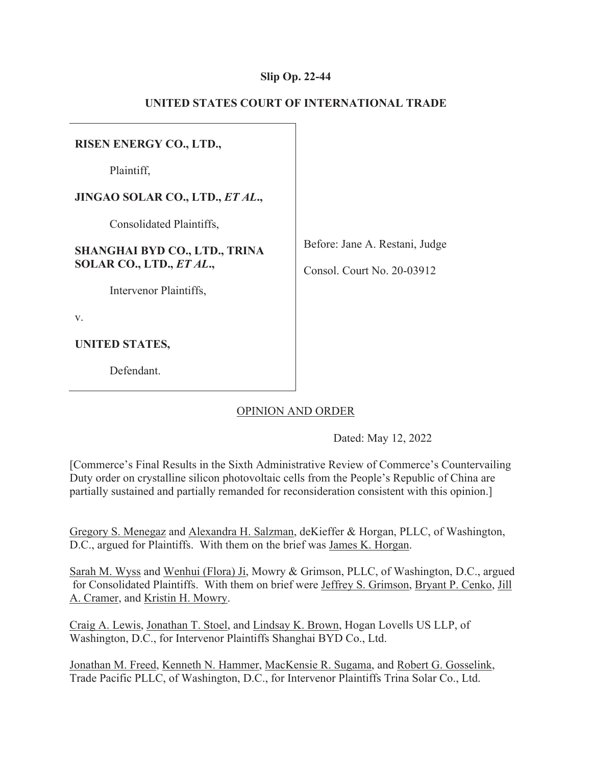**Slip Op. 22-44**

**UNITED STATES COURT OF INTERNATIONAL TRADE**

**RISEN ENERGY CO., LTD.,**

Plaintiff,

**JINGAO SOLAR CO., LTD., *ET AL*.,**

Consolidated Plaintiffs,

**SHANGHAI BYD CO., LTD., TRINA SOLAR CO., LTD., *ET AL*.,**

Intervenor Plaintiffs,

v.

**UNITED STATES,**

Defendant.

Before: Jane A. Restani, Judge

Consol. Court No. 20-03912

OPINION AND ORDER

Dated: May 12, 2022

[Commerce's Final Results in the Sixth Administrative Review of Commerce's Countervailing Duty order on crystalline silicon photovoltaic cells from the People's Republic of China are partially sustained and partially remanded for reconsideration consistent with this opinion.]

Gregory S. Menegaz and Alexandra H. Salzman, deKieffer & Horgan, PLLC, of Washington, D.C., argued for Plaintiffs. With them on the brief was James K. Horgan.

Sarah M. Wyss and Wenhui (Flora) Ji, Mowry & Grimson, PLLC, of Washington, D.C., argued for Consolidated Plaintiffs. With them on brief were Jeffrey S. Grimson, Bryant P. Cenko, Jill A. Cramer, and Kristin H. Mowry.

Craig A. Lewis, Jonathan T. Stoel, and Lindsay K. Brown, Hogan Lovells US LLP, of Washington, D.C., for Intervenor Plaintiffs Shanghai BYD Co., Ltd.

Jonathan M. Freed, Kenneth N. Hammer, MacKensie R. Sugama, and Robert G. Gosselink, Trade Pacific PLLC, of Washington, D.C., for Intervenor Plaintiffs Trina Solar Co., Ltd.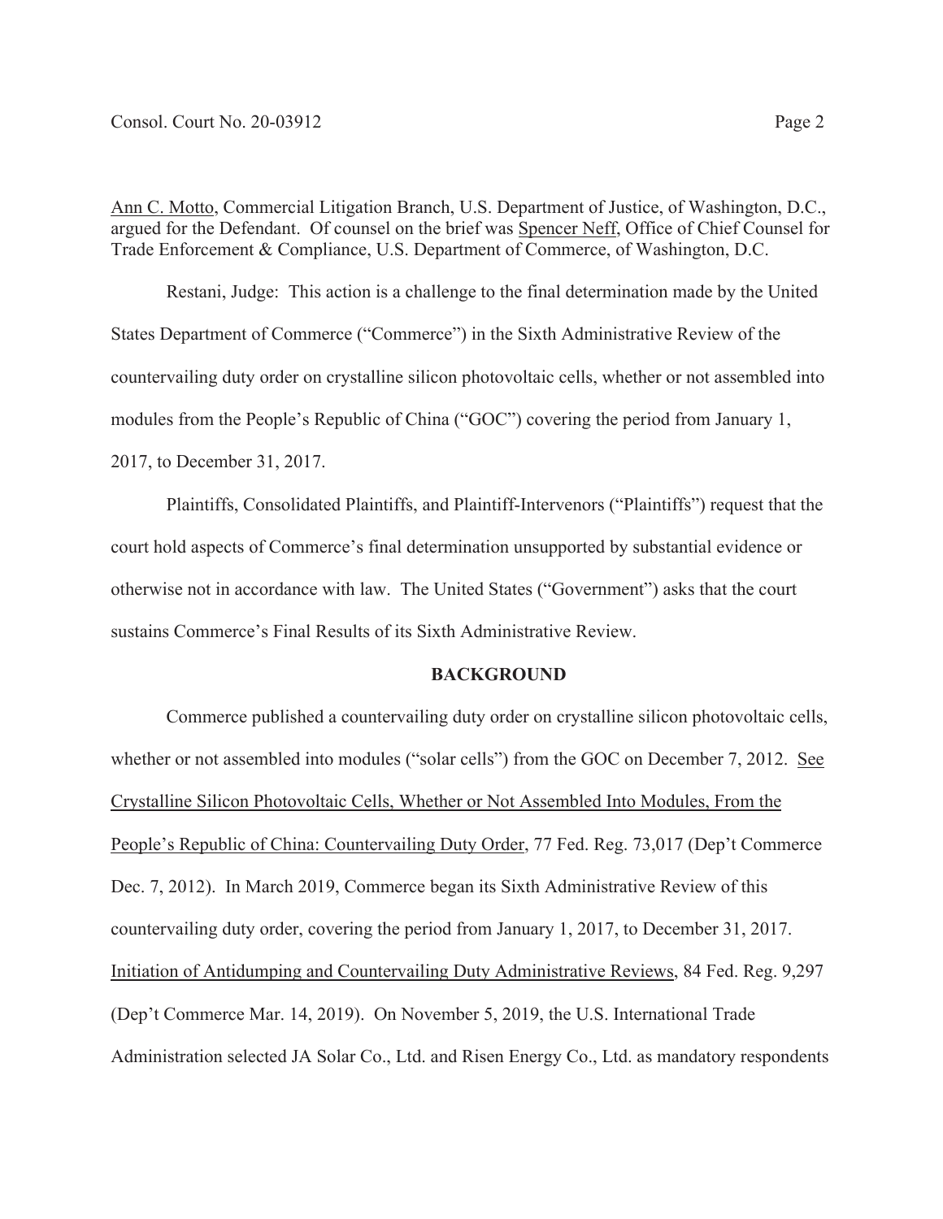Ann C. Motto, Commercial Litigation Branch, U.S. Department of Justice, of Washington, D.C., argued for the Defendant. Of counsel on the brief was Spencer Neff, Office of Chief Counsel for Trade Enforcement & Compliance, U.S. Department of Commerce, of Washington, D.C.

Restani, Judge: This action is a challenge to the final determination made by the United States Department of Commerce ("Commerce") in the Sixth Administrative Review of the countervailing duty order on crystalline silicon photovoltaic cells, whether or not assembled into modules from the People's Republic of China ("GOC") covering the period from January 1, 2017, to December 31, 2017.

Plaintiffs, Consolidated Plaintiffs, and Plaintiff-Intervenors ("Plaintiffs") request that the court hold aspects of Commerce's final determination unsupported by substantial evidence or otherwise not in accordance with law. The United States ("Government") asks that the court sustains Commerce's Final Results of its Sixth Administrative Review.

**BACKGROUND**

Commerce published a countervailing duty order on crystalline silicon photovoltaic cells, whether or not assembled into modules ("solar cells") from the GOC on December 7, 2012. See Crystalline Silicon Photovoltaic Cells, Whether or Not Assembled Into Modules, From the People's Republic of China: Countervailing Duty Order, 77 Fed. Reg. 73,017 (Dep't Commerce Dec. 7, 2012). In March 2019, Commerce began its Sixth Administrative Review of this countervailing duty order, covering the period from January 1, 2017, to December 31, 2017. Initiation of Antidumping and Countervailing Duty Administrative Reviews, 84 Fed. Reg. 9,297 (Dep't Commerce Mar. 14, 2019). On November 5, 2019, the U.S. International Trade Administration selected JA Solar Co., Ltd. and Risen Energy Co., Ltd. as mandatory respondents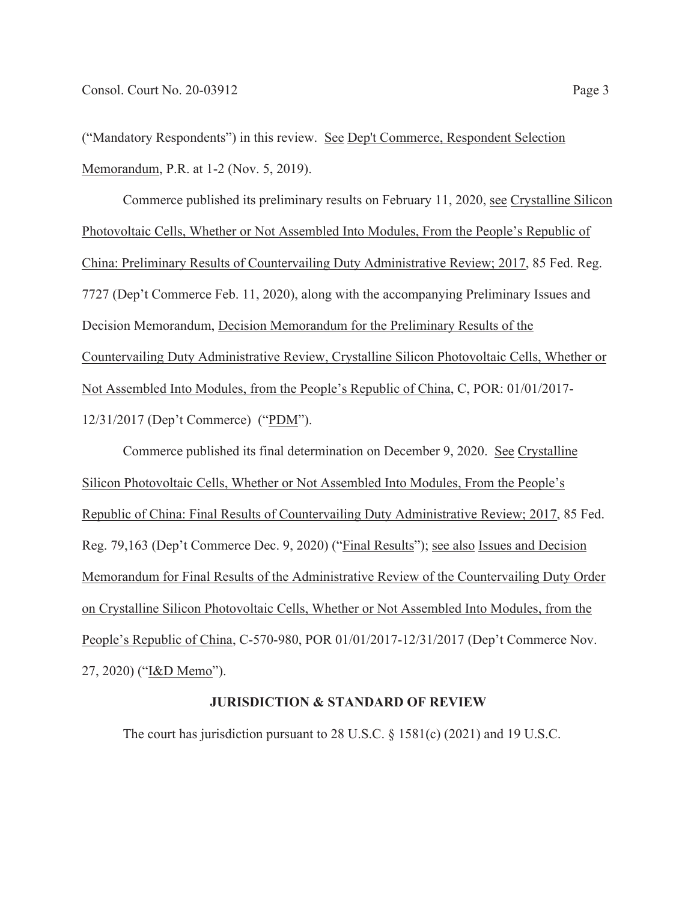("Mandatory Respondents") in this review. See Dep't Commerce, Respondent Selection Memorandum, P.R. at 1-2 (Nov. 5, 2019).

Commerce published its preliminary results on February 11, 2020, see Crystalline Silicon Photovoltaic Cells, Whether or Not Assembled Into Modules, From the People's Republic of China: Preliminary Results of Countervailing Duty Administrative Review; 2017, 85 Fed. Reg. 7727 (Dep't Commerce Feb. 11, 2020), along with the accompanying Preliminary Issues and Decision Memorandum, Decision Memorandum for the Preliminary Results of the Countervailing Duty Administrative Review, Crystalline Silicon Photovoltaic Cells, Whether or Not Assembled Into Modules, from the People's Republic of China, C, POR: 01/01/2017-12/31/2017 (Dep't Commerce) ("PDM").

Commerce published its final determination on December 9, 2020. See Crystalline Silicon Photovoltaic Cells, Whether or Not Assembled Into Modules, From the People's Republic of China: Final Results of Countervailing Duty Administrative Review; 2017, 85 Fed. Reg. 79,163 (Dep't Commerce Dec. 9, 2020) ("Final Results"); see also Issues and Decision Memorandum for Final Results of the Administrative Review of the Countervailing Duty Order on Crystalline Silicon Photovoltaic Cells, Whether or Not Assembled Into Modules, from the People's Republic of China, C-570-980, POR 01/01/2017-12/31/2017 (Dep't Commerce Nov. 27, 2020) ("I&D Memo").

**JURISDICTION & STANDARD OF REVIEW**

The court has jurisdiction pursuant to 28 U.S.C. § 1581(c) (2021) and 19 U.S.C.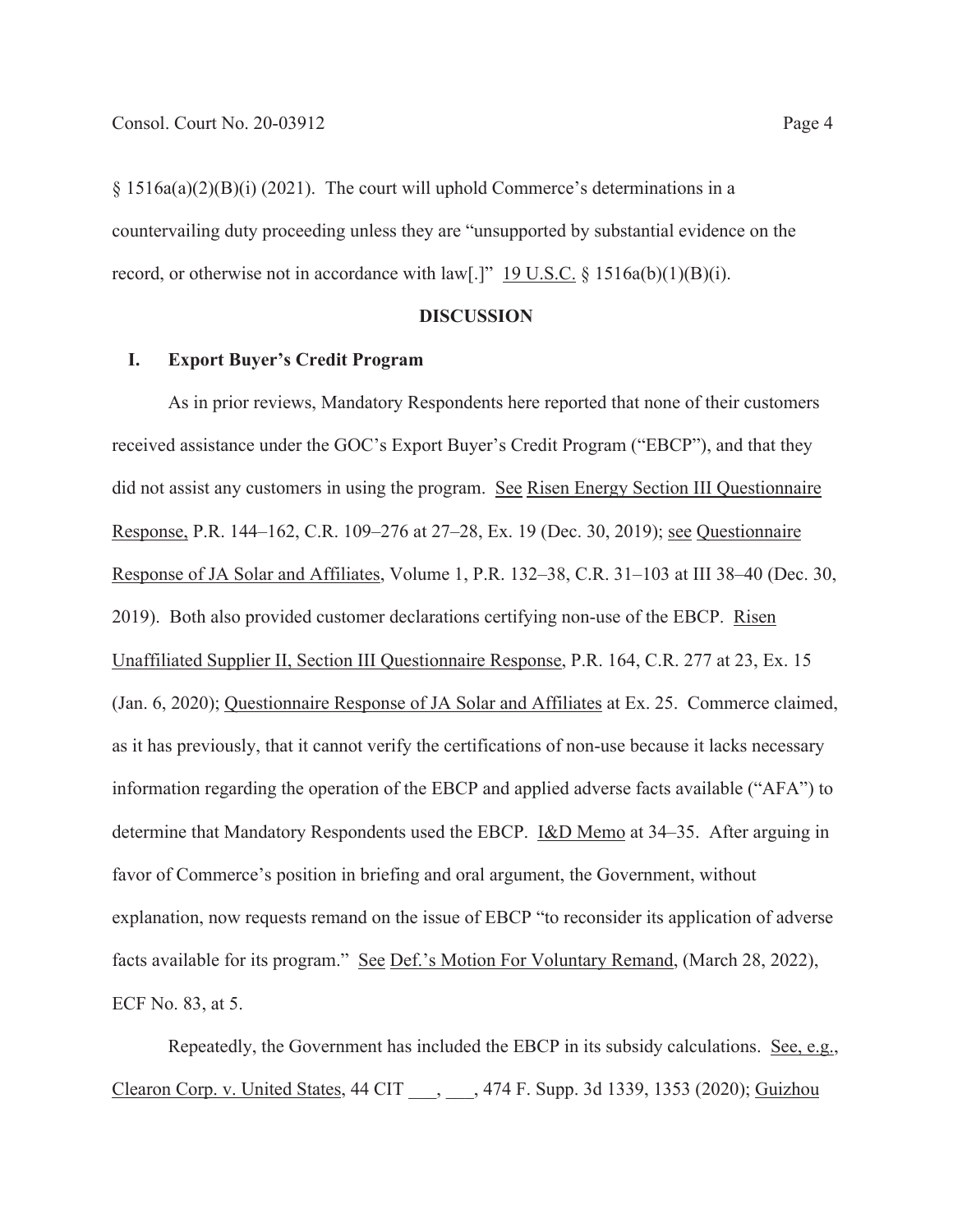§ 1516a(a)(2)(B)(i) (2021). The court will uphold Commerce's determinations in a countervailing duty proceeding unless they are "unsupported by substantial evidence on the record, or otherwise not in accordance with law[.]" 19 U.S.C. § 1516a(b)(1)(B)(i).

## DISCUSSION

### I. Export Buyer's Credit Program

As in prior reviews, Mandatory Respondents here reported that none of their customers received assistance under the GOC's Export Buyer's Credit Program ("EBCP"), and that they did not assist any customers in using the program. See Risen Energy Section III Questionnaire Response, P.R. 144–162, C.R. 109–276 at 27–28, Ex. 19 (Dec. 30, 2019); see Questionnaire Response of JA Solar and Affiliates, Volume 1, P.R. 132–38, C.R. 31–103 at III 38–40 (Dec. 30, 2019). Both also provided customer declarations certifying non-use of the EBCP. Risen Unaffiliated Supplier II, Section III Questionnaire Response, P.R. 164, C.R. 277 at 23, Ex. 15 (Jan. 6, 2020); Questionnaire Response of JA Solar and Affiliates at Ex. 25. Commerce claimed, as it has previously, that it cannot verify the certifications of non-use because it lacks necessary information regarding the operation of the EBCP and applied adverse facts available ("AFA") to determine that Mandatory Respondents used the EBCP. I&D Memo at 34–35. After arguing in favor of Commerce's position in briefing and oral argument, the Government, without explanation, now requests remand on the issue of EBCP "to reconsider its application of adverse facts available for its program." See Def.'s Motion For Voluntary Remand, (March 28, 2022), ECF No. 83, at 5.

Repeatedly, the Government has included the EBCP in its subsidy calculations. See, e.g., Clearon Corp. v. United States, 44 CIT \_\_\_, \_\_\_, 474 F. Supp. 3d 1339, 1353 (2020); Guizhou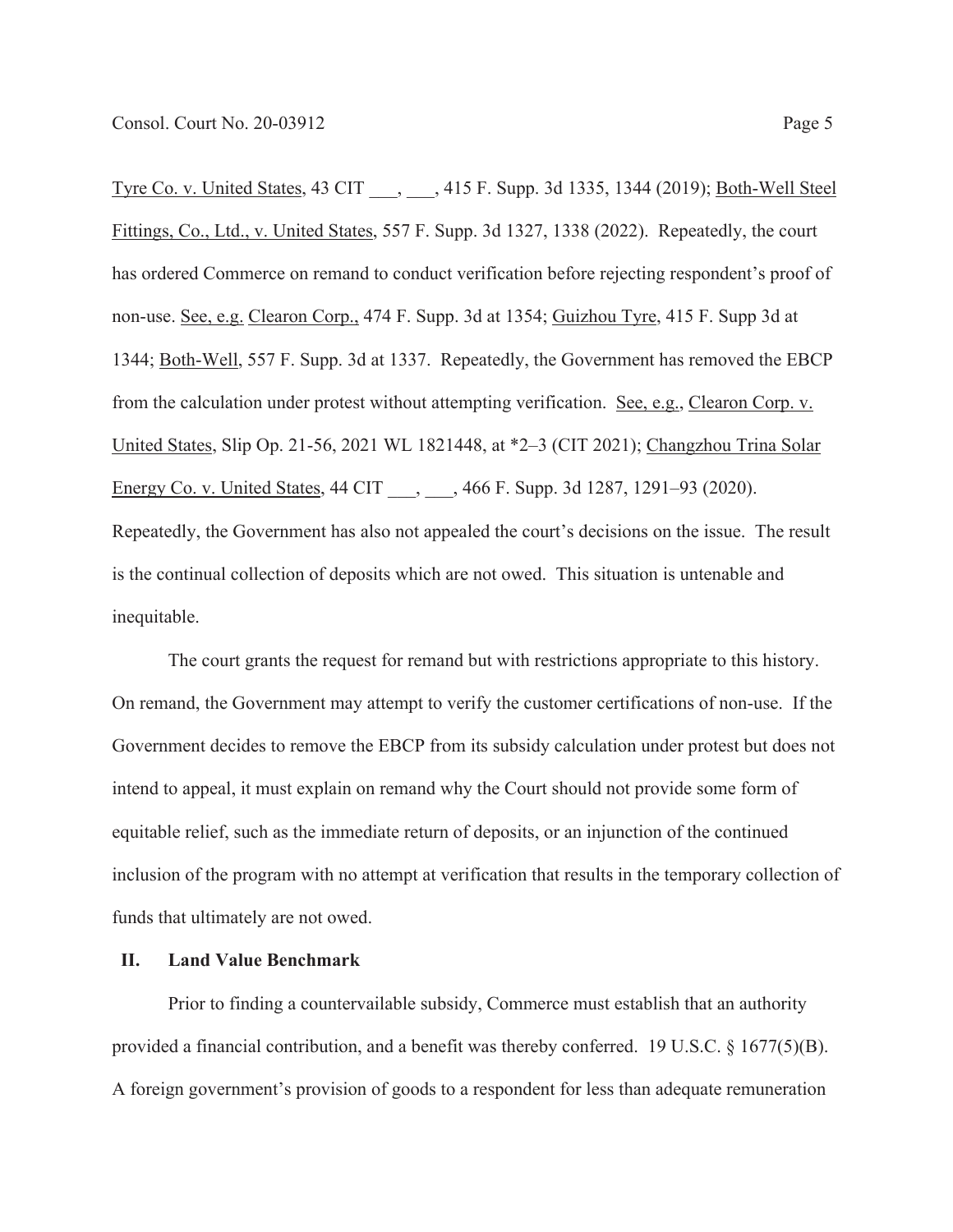Tyre Co. v. United States, 43 CIT ___, ___, 415 F. Supp. 3d 1335, 1344 (2019); Both-Well Steel Fittings, Co., Ltd., v. United States, 557 F. Supp. 3d 1327, 1338 (2022). Repeatedly, the court has ordered Commerce on remand to conduct verification before rejecting respondent's proof of non-use. See, e.g. Clearon Corp., 474 F. Supp. 3d at 1354; Guizhou Tyre, 415 F. Supp 3d at 1344; Both-Well, 557 F. Supp. 3d at 1337. Repeatedly, the Government has removed the EBCP from the calculation under protest without attempting verification. See, e.g., Clearon Corp. v. United States, Slip Op. 21-56, 2021 WL 1821448, at *2–3 (CIT 2021); Changzhou Trina Solar Energy Co. v. United States, 44 CIT ___, ___, 466 F. Supp. 3d 1287, 1291–93 (2020). Repeatedly, the Government has also not appealed the court's decisions on the issue. The result is the continual collection of deposits which are not owed. This situation is untenable and inequitable.

The court grants the request for remand but with restrictions appropriate to this history. On remand, the Government may attempt to verify the customer certifications of non-use. If the Government decides to remove the EBCP from its subsidy calculation under protest but does not intend to appeal, it must explain on remand why the Court should not provide some form of equitable relief, such as the immediate return of deposits, or an injunction of the continued inclusion of the program with no attempt at verification that results in the temporary collection of funds that ultimately are not owed.

## II. Land Value Benchmark

Prior to finding a countervailable subsidy, Commerce must establish that an authority provided a financial contribution, and a benefit was thereby conferred. 19 U.S.C. § 1677(5)(B). A foreign government's provision of goods to a respondent for less than adequate remuneration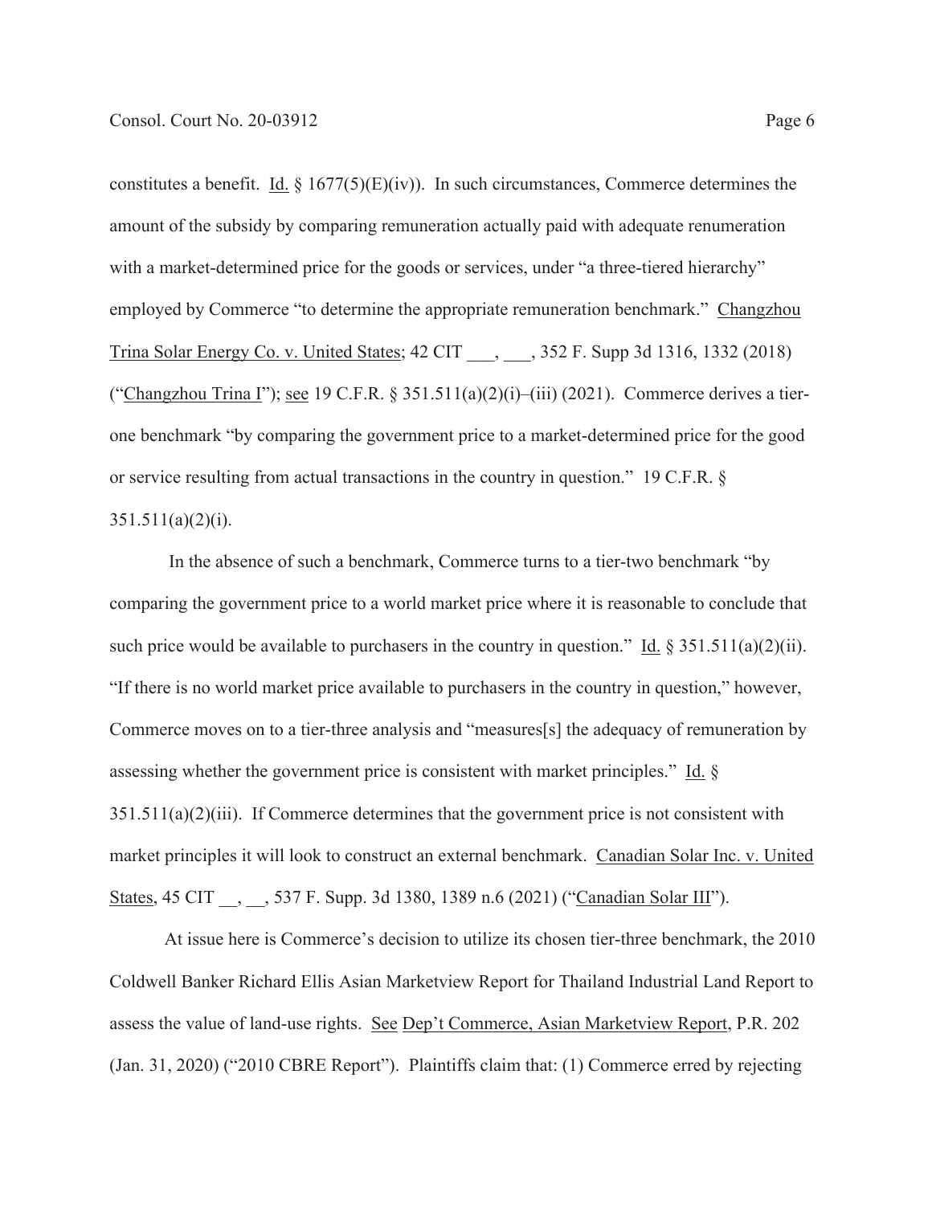constitutes a benefit. Id. § 1677(5)(E)(iv)). In such circumstances, Commerce determines the amount of the subsidy by comparing remuneration actually paid with adequate renumeration with a market-determined price for the goods or services, under "a three-tiered hierarchy" employed by Commerce "to determine the appropriate remuneration benchmark." Changzhou Trina Solar Energy Co. v. United States; 42 CIT ___, ___, 352 F. Supp 3d 1316, 1332 (2018) ("Changzhou Trina I"); see 19 C.F.R. § 351.511(a)(2)(i)–(iii) (2021). Commerce derives a tier-one benchmark "by comparing the government price to a market-determined price for the good or service resulting from actual transactions in the country in question." 19 C.F.R. § 351.511(a)(2)(i).

In the absence of such a benchmark, Commerce turns to a tier-two benchmark "by comparing the government price to a world market price where it is reasonable to conclude that such price would be available to purchasers in the country in question." Id. § 351.511(a)(2)(ii). "If there is no world market price available to purchasers in the country in question," however, Commerce moves on to a tier-three analysis and "measures[s] the adequacy of remuneration by assessing whether the government price is consistent with market principles." Id. § 351.511(a)(2)(iii). If Commerce determines that the government price is not consistent with market principles it will look to construct an external benchmark. Canadian Solar Inc. v. United States, 45 CIT __, __, 537 F. Supp. 3d 1380, 1389 n.6 (2021) ("Canadian Solar III").

At issue here is Commerce's decision to utilize its chosen tier-three benchmark, the 2010 Coldwell Banker Richard Ellis Asian Marketview Report for Thailand Industrial Land Report to assess the value of land-use rights. See Dep't Commerce, Asian Marketview Report, P.R. 202 (Jan. 31, 2020) ("2010 CBRE Report"). Plaintiffs claim that: (1) Commerce erred by rejecting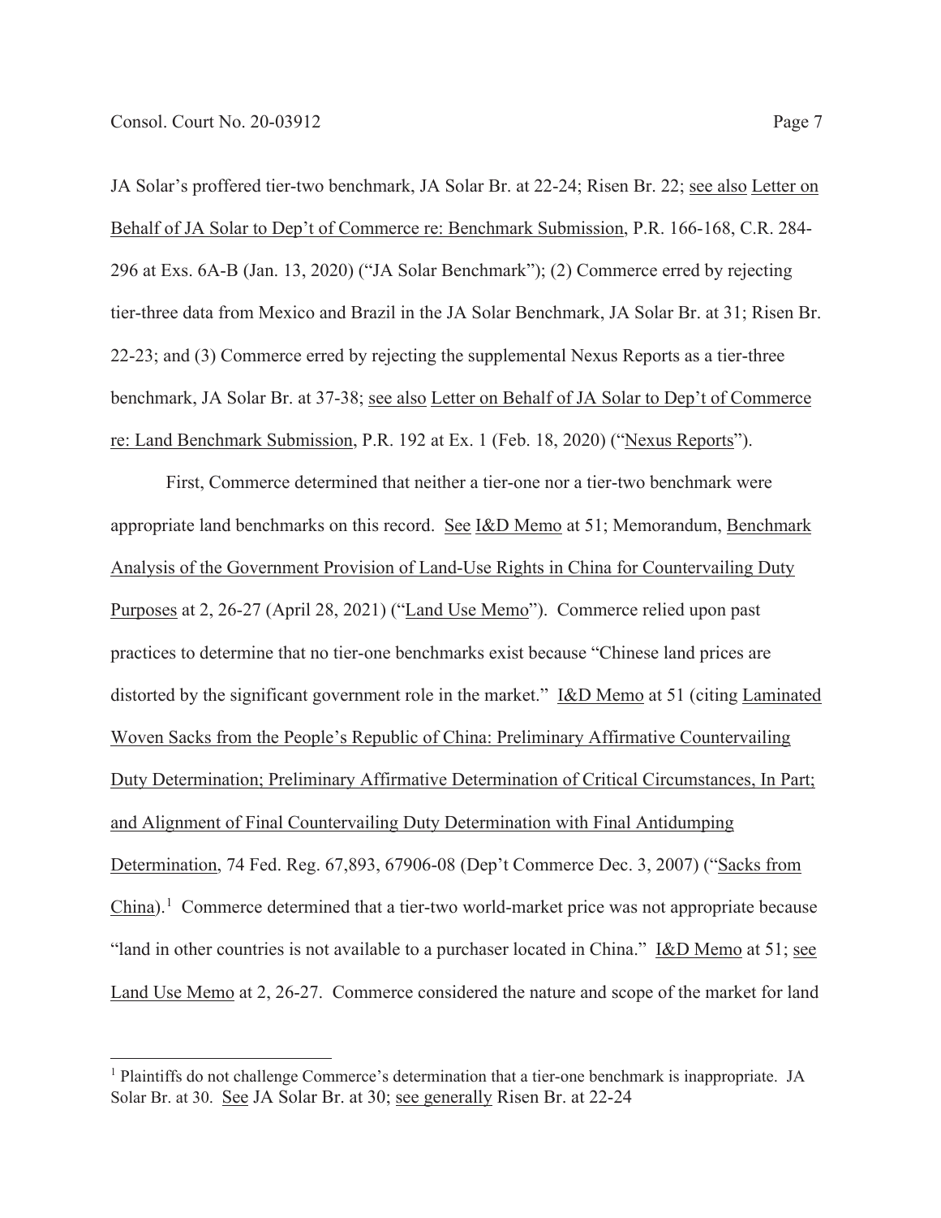JA Solar's proffered tier-two benchmark, JA Solar Br. at 22-24; Risen Br. 22; see also Letter on Behalf of JA Solar to Dep't of Commerce re: Benchmark Submission, P.R. 166-168, C.R. 284-296 at Exs. 6A-B (Jan. 13, 2020) ("JA Solar Benchmark"); (2) Commerce erred by rejecting tier-three data from Mexico and Brazil in the JA Solar Benchmark, JA Solar Br. at 31; Risen Br. 22-23; and (3) Commerce erred by rejecting the supplemental Nexus Reports as a tier-three benchmark, JA Solar Br. at 37-38; see also Letter on Behalf of JA Solar to Dep't of Commerce re: Land Benchmark Submission, P.R. 192 at Ex. 1 (Feb. 18, 2020) ("Nexus Reports").

First, Commerce determined that neither a tier-one nor a tier-two benchmark were appropriate land benchmarks on this record. See I&D Memo at 51; Memorandum, Benchmark Analysis of the Government Provision of Land-Use Rights in China for Countervailing Duty Purposes at 2, 26-27 (April 28, 2021) ("Land Use Memo"). Commerce relied upon past practices to determine that no tier-one benchmarks exist because "Chinese land prices are distorted by the significant government role in the market." I&D Memo at 51 (citing Laminated Woven Sacks from the People's Republic of China: Preliminary Affirmative Countervailing Duty Determination; Preliminary Affirmative Determination of Critical Circumstances, In Part; and Alignment of Final Countervailing Duty Determination with Final Antidumping Determination, 74 Fed. Reg. 67,893, 67906-08 (Dep't Commerce Dec. 3, 2007) ("Sacks from China").[1] Commerce determined that a tier-two world-market price was not appropriate because "land in other countries is not available to a purchaser located in China." I&D Memo at 51; see Land Use Memo at 2, 26-27. Commerce considered the nature and scope of the market for land

[1] Plaintiffs do not challenge Commerce's determination that a tier-one benchmark is inappropriate. JA Solar Br. at 30. See JA Solar Br. at 30; see generally Risen Br. at 22-24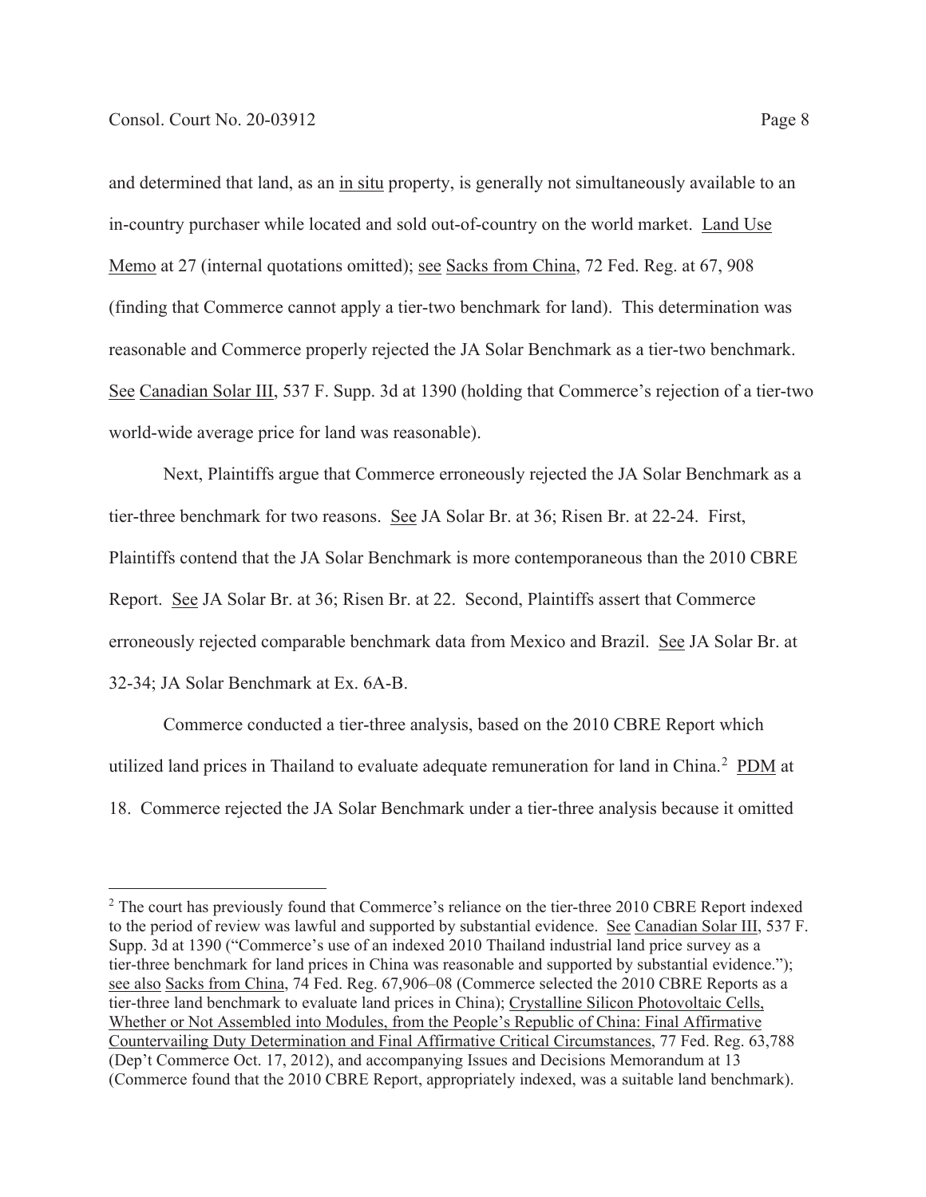and determined that land, as an in situ property, is generally not simultaneously available to an in-country purchaser while located and sold out-of-country on the world market. Land Use Memo at 27 (internal quotations omitted); see Sacks from China, 72 Fed. Reg. at 67, 908 (finding that Commerce cannot apply a tier-two benchmark for land). This determination was reasonable and Commerce properly rejected the JA Solar Benchmark as a tier-two benchmark. See Canadian Solar III, 537 F. Supp. 3d at 1390 (holding that Commerce's rejection of a tier-two world-wide average price for land was reasonable).

Next, Plaintiffs argue that Commerce erroneously rejected the JA Solar Benchmark as a tier-three benchmark for two reasons. See JA Solar Br. at 36; Risen Br. at 22-24. First, Plaintiffs contend that the JA Solar Benchmark is more contemporaneous than the 2010 CBRE Report. See JA Solar Br. at 36; Risen Br. at 22. Second, Plaintiffs assert that Commerce erroneously rejected comparable benchmark data from Mexico and Brazil. See JA Solar Br. at 32-34; JA Solar Benchmark at Ex. 6A-B.

Commerce conducted a tier-three analysis, based on the 2010 CBRE Report which utilized land prices in Thailand to evaluate adequate remuneration for land in China.[2] PDM at 18. Commerce rejected the JA Solar Benchmark under a tier-three analysis because it omitted

---

[2] The court has previously found that Commerce's reliance on the tier-three 2010 CBRE Report indexed to the period of review was lawful and supported by substantial evidence. See Canadian Solar III, 537 F. Supp. 3d at 1390 ("Commerce's use of an indexed 2010 Thailand industrial land price survey as a tier-three benchmark for land prices in China was reasonable and supported by substantial evidence."); see also Sacks from China, 74 Fed. Reg. 67,906–08 (Commerce selected the 2010 CBRE Reports as a tier-three land benchmark to evaluate land prices in China); Crystalline Silicon Photovoltaic Cells, Whether or Not Assembled into Modules, from the People's Republic of China: Final Affirmative Countervailing Duty Determination and Final Affirmative Critical Circumstances, 77 Fed. Reg. 63,788 (Dep't Commerce Oct. 17, 2012), and accompanying Issues and Decisions Memorandum at 13 (Commerce found that the 2010 CBRE Report, appropriately indexed, was a suitable land benchmark).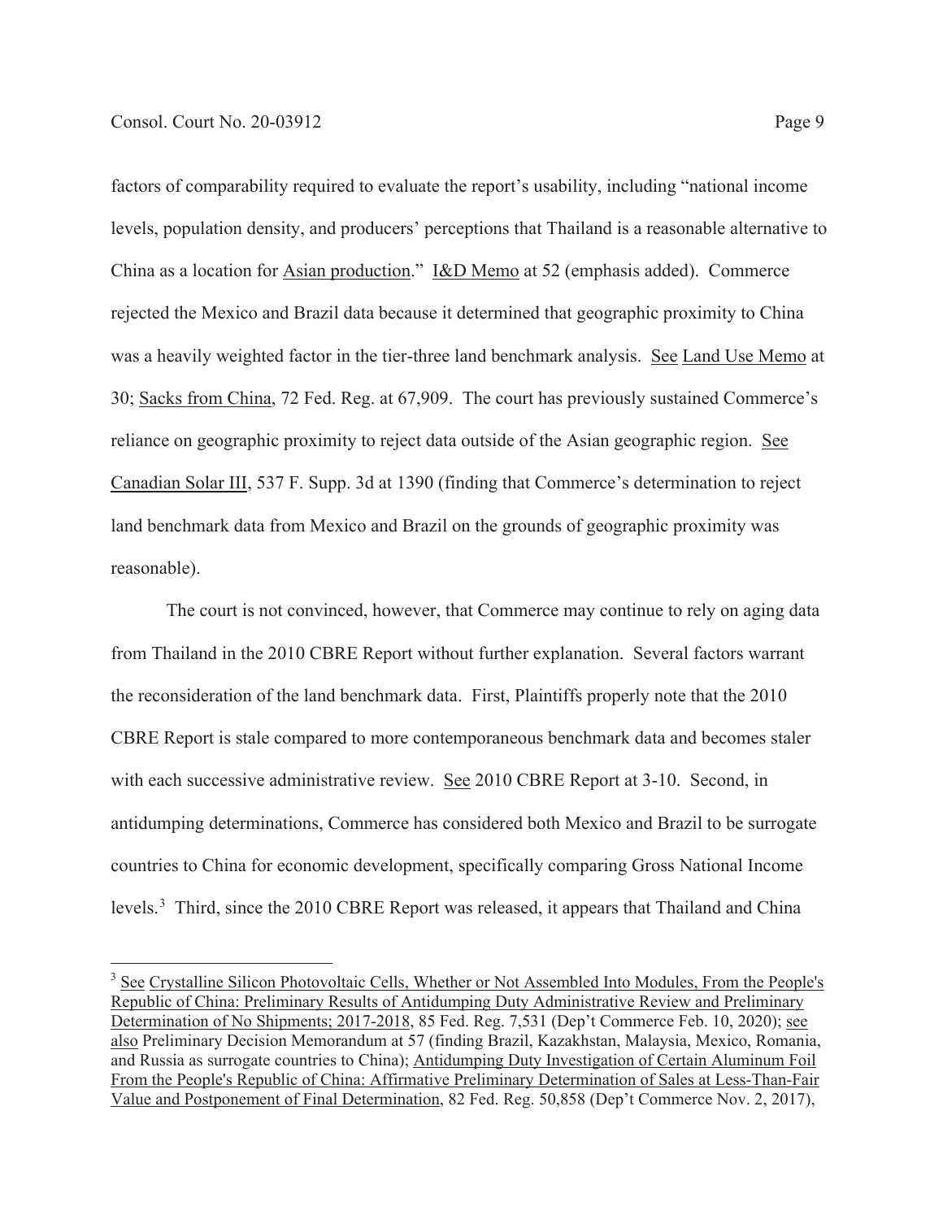factors of comparability required to evaluate the report's usability, including "national income levels, population density, and producers' perceptions that Thailand is a reasonable alternative to China as a location for Asian production." I&D Memo at 52 (emphasis added). Commerce rejected the Mexico and Brazil data because it determined that geographic proximity to China was a heavily weighted factor in the tier-three land benchmark analysis. See Land Use Memo at 30; Sacks from China, 72 Fed. Reg. at 67,909. The court has previously sustained Commerce's reliance on geographic proximity to reject data outside of the Asian geographic region. See Canadian Solar III, 537 F. Supp. 3d at 1390 (finding that Commerce's determination to reject land benchmark data from Mexico and Brazil on the grounds of geographic proximity was reasonable).

The court is not convinced, however, that Commerce may continue to rely on aging data from Thailand in the 2010 CBRE Report without further explanation. Several factors warrant the reconsideration of the land benchmark data. First, Plaintiffs properly note that the 2010 CBRE Report is stale compared to more contemporaneous benchmark data and becomes staler with each successive administrative review. See 2010 CBRE Report at 3-10. Second, in antidumping determinations, Commerce has considered both Mexico and Brazil to be surrogate countries to China for economic development, specifically comparing Gross National Income levels.[3] Third, since the 2010 CBRE Report was released, it appears that Thailand and China

[3] See Crystalline Silicon Photovoltaic Cells, Whether or Not Assembled Into Modules, From the People's Republic of China: Preliminary Results of Antidumping Duty Administrative Review and Preliminary Determination of No Shipments; 2017-2018, 85 Fed. Reg. 7,531 (Dep't Commerce Feb. 10, 2020); see also Preliminary Decision Memorandum at 57 (finding Brazil, Kazakhstan, Malaysia, Mexico, Romania, and Russia as surrogate countries to China); Antidumping Duty Investigation of Certain Aluminum Foil From the People's Republic of China: Affirmative Preliminary Determination of Sales at Less-Than-Fair Value and Postponement of Final Determination, 82 Fed. Reg. 50,858 (Dep't Commerce Nov. 2, 2017),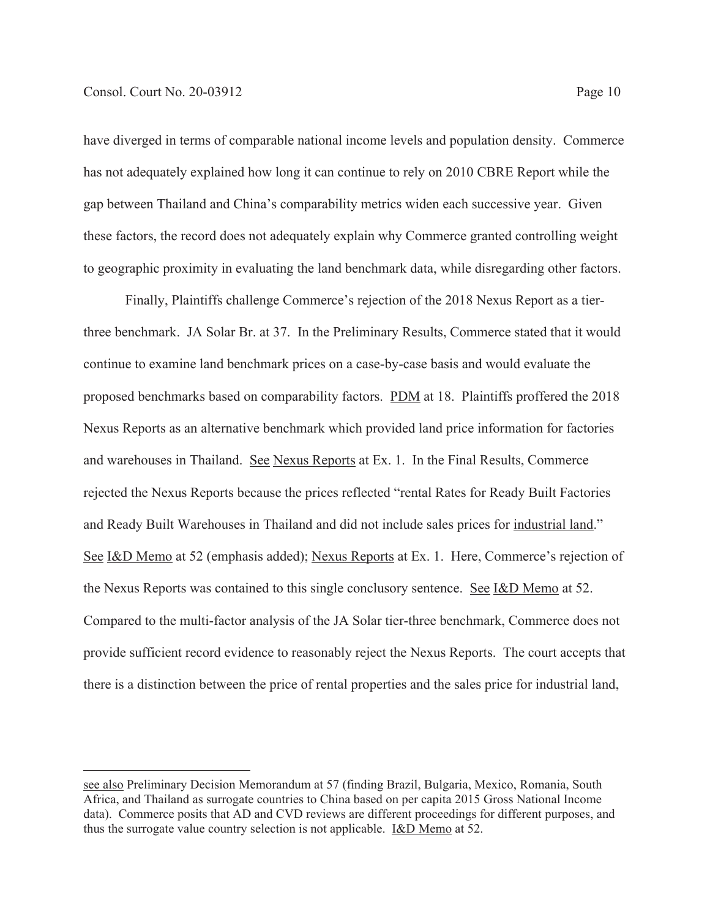have diverged in terms of comparable national income levels and population density. Commerce has not adequately explained how long it can continue to rely on 2010 CBRE Report while the gap between Thailand and China's comparability metrics widen each successive year. Given these factors, the record does not adequately explain why Commerce granted controlling weight to geographic proximity in evaluating the land benchmark data, while disregarding other factors.

Finally, Plaintiffs challenge Commerce's rejection of the 2018 Nexus Report as a tier-three benchmark. JA Solar Br. at 37. In the Preliminary Results, Commerce stated that it would continue to examine land benchmark prices on a case-by-case basis and would evaluate the proposed benchmarks based on comparability factors. PDM at 18. Plaintiffs proffered the 2018 Nexus Reports as an alternative benchmark which provided land price information for factories and warehouses in Thailand. See Nexus Reports at Ex. 1. In the Final Results, Commerce rejected the Nexus Reports because the prices reflected "rental Rates for Ready Built Factories and Ready Built Warehouses in Thailand and did not include sales prices for industrial land." See I&D Memo at 52 (emphasis added); Nexus Reports at Ex. 1. Here, Commerce's rejection of the Nexus Reports was contained to this single conclusory sentence. See I&D Memo at 52. Compared to the multi-factor analysis of the JA Solar tier-three benchmark, Commerce does not provide sufficient record evidence to reasonably reject the Nexus Reports. The court accepts that there is a distinction between the price of rental properties and the sales price for industrial land,

---

see also Preliminary Decision Memorandum at 57 (finding Brazil, Bulgaria, Mexico, Romania, South Africa, and Thailand as surrogate countries to China based on per capita 2015 Gross National Income data). Commerce posits that AD and CVD reviews are different proceedings for different purposes, and thus the surrogate value country selection is not applicable. I&D Memo at 52.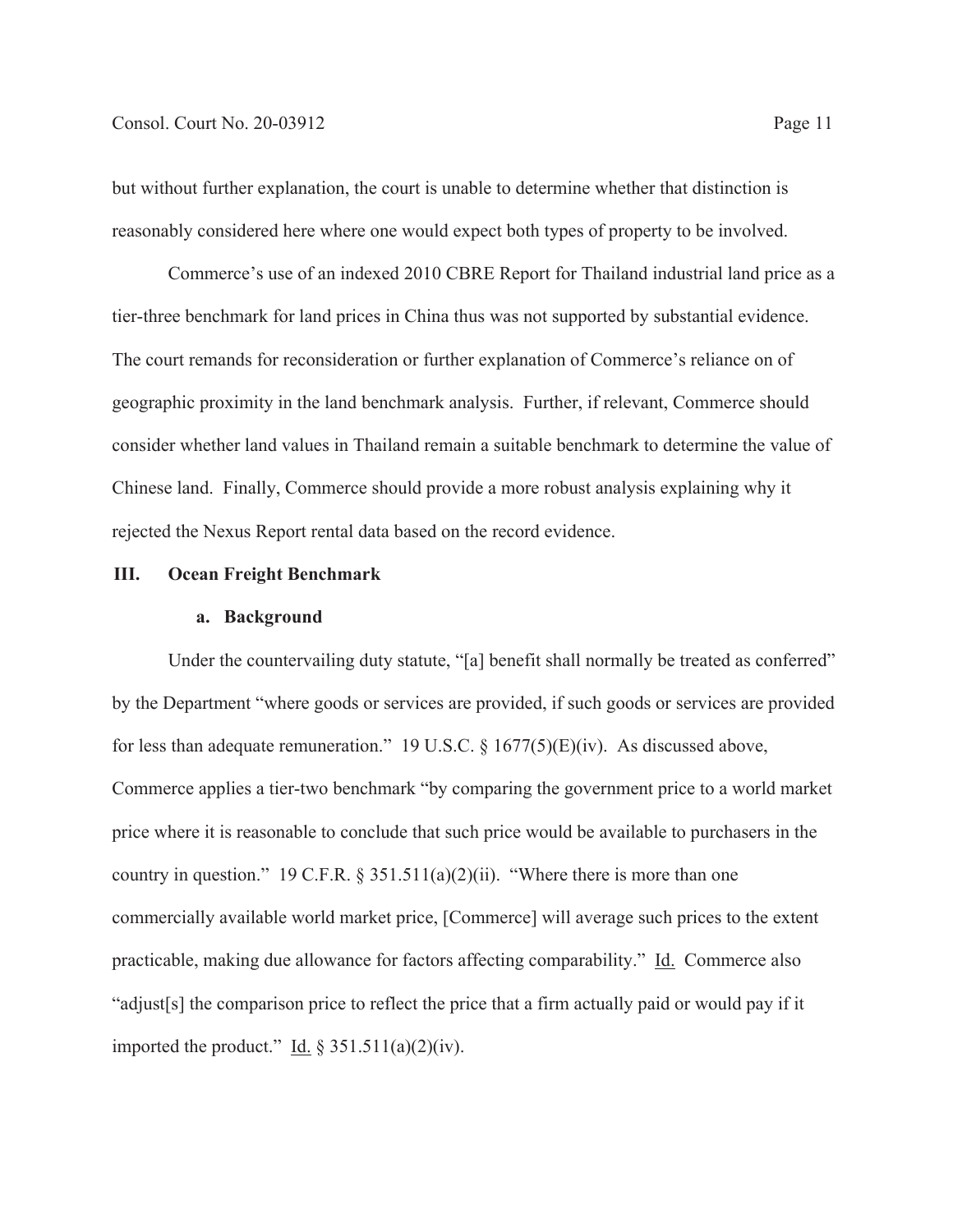but without further explanation, the court is unable to determine whether that distinction is reasonably considered here where one would expect both types of property to be involved.

Commerce's use of an indexed 2010 CBRE Report for Thailand industrial land price as a tier-three benchmark for land prices in China thus was not supported by substantial evidence. The court remands for reconsideration or further explanation of Commerce's reliance on of geographic proximity in the land benchmark analysis. Further, if relevant, Commerce should consider whether land values in Thailand remain a suitable benchmark to determine the value of Chinese land. Finally, Commerce should provide a more robust analysis explaining why it rejected the Nexus Report rental data based on the record evidence.

## III. Ocean Freight Benchmark

### a. Background

Under the countervailing duty statute, "[a] benefit shall normally be treated as conferred" by the Department "where goods or services are provided, if such goods or services are provided for less than adequate remuneration." 19 U.S.C. § 1677(5)(E)(iv). As discussed above, Commerce applies a tier-two benchmark "by comparing the government price to a world market price where it is reasonable to conclude that such price would be available to purchasers in the country in question." 19 C.F.R. § 351.511(a)(2)(ii). "Where there is more than one commercially available world market price, [Commerce] will average such prices to the extent practicable, making due allowance for factors affecting comparability." Id. Commerce also "adjust[s] the comparison price to reflect the price that a firm actually paid or would pay if it imported the product." Id. § 351.511(a)(2)(iv).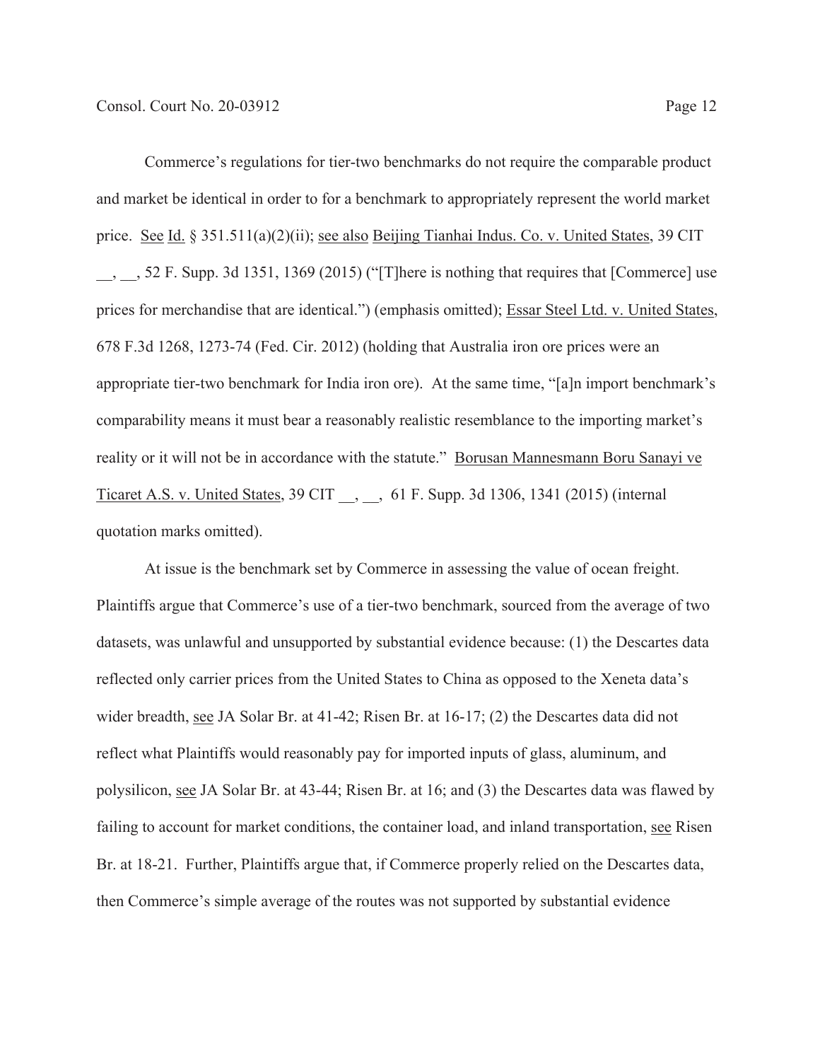Commerce's regulations for tier-two benchmarks do not require the comparable product and market be identical in order to for a benchmark to appropriately represent the world market price. See Id. § 351.511(a)(2)(ii); see also Beijing Tianhai Indus. Co. v. United States, 39 CIT __, __, 52 F. Supp. 3d 1351, 1369 (2015) ("[T]here is nothing that requires that [Commerce] use prices for merchandise that are identical.") (emphasis omitted); Essar Steel Ltd. v. United States, 678 F.3d 1268, 1273-74 (Fed. Cir. 2012) (holding that Australia iron ore prices were an appropriate tier-two benchmark for India iron ore). At the same time, "[a]n import benchmark's comparability means it must bear a reasonably realistic resemblance to the importing market's reality or it will not be in accordance with the statute." Borusan Mannesmann Boru Sanayi ve Ticaret A.S. v. United States, 39 CIT __, __, 61 F. Supp. 3d 1306, 1341 (2015) (internal quotation marks omitted).

At issue is the benchmark set by Commerce in assessing the value of ocean freight. Plaintiffs argue that Commerce's use of a tier-two benchmark, sourced from the average of two datasets, was unlawful and unsupported by substantial evidence because: (1) the Descartes data reflected only carrier prices from the United States to China as opposed to the Xeneta data's wider breadth, see JA Solar Br. at 41-42; Risen Br. at 16-17; (2) the Descartes data did not reflect what Plaintiffs would reasonably pay for imported inputs of glass, aluminum, and polysilicon, see JA Solar Br. at 43-44; Risen Br. at 16; and (3) the Descartes data was flawed by failing to account for market conditions, the container load, and inland transportation, see Risen Br. at 18-21. Further, Plaintiffs argue that, if Commerce properly relied on the Descartes data, then Commerce's simple average of the routes was not supported by substantial evidence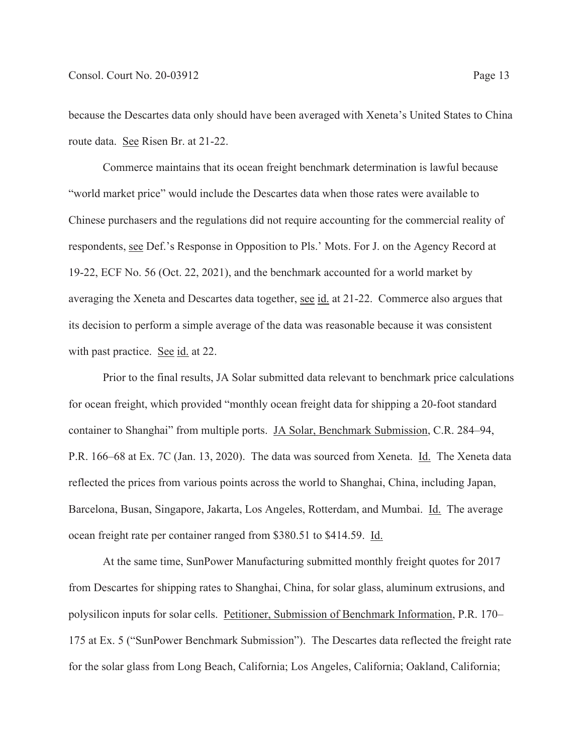because the Descartes data only should have been averaged with Xeneta's United States to China route data. See Risen Br. at 21-22.

Commerce maintains that its ocean freight benchmark determination is lawful because "world market price" would include the Descartes data when those rates were available to Chinese purchasers and the regulations did not require accounting for the commercial reality of respondents, see Def.'s Response in Opposition to Pls.' Mots. For J. on the Agency Record at 19-22, ECF No. 56 (Oct. 22, 2021), and the benchmark accounted for a world market by averaging the Xeneta and Descartes data together, see id. at 21-22. Commerce also argues that its decision to perform a simple average of the data was reasonable because it was consistent with past practice. See id. at 22.

Prior to the final results, JA Solar submitted data relevant to benchmark price calculations for ocean freight, which provided "monthly ocean freight data for shipping a 20-foot standard container to Shanghai" from multiple ports. JA Solar, Benchmark Submission, C.R. 284–94, P.R. 166–68 at Ex. 7C (Jan. 13, 2020). The data was sourced from Xeneta. Id. The Xeneta data reflected the prices from various points across the world to Shanghai, China, including Japan, Barcelona, Busan, Singapore, Jakarta, Los Angeles, Rotterdam, and Mumbai. Id. The average ocean freight rate per container ranged from $380.51 to $414.59. Id.

At the same time, SunPower Manufacturing submitted monthly freight quotes for 2017 from Descartes for shipping rates to Shanghai, China, for solar glass, aluminum extrusions, and polysilicon inputs for solar cells. Petitioner, Submission of Benchmark Information, P.R. 170–175 at Ex. 5 ("SunPower Benchmark Submission"). The Descartes data reflected the freight rate for the solar glass from Long Beach, California; Los Angeles, California; Oakland, California;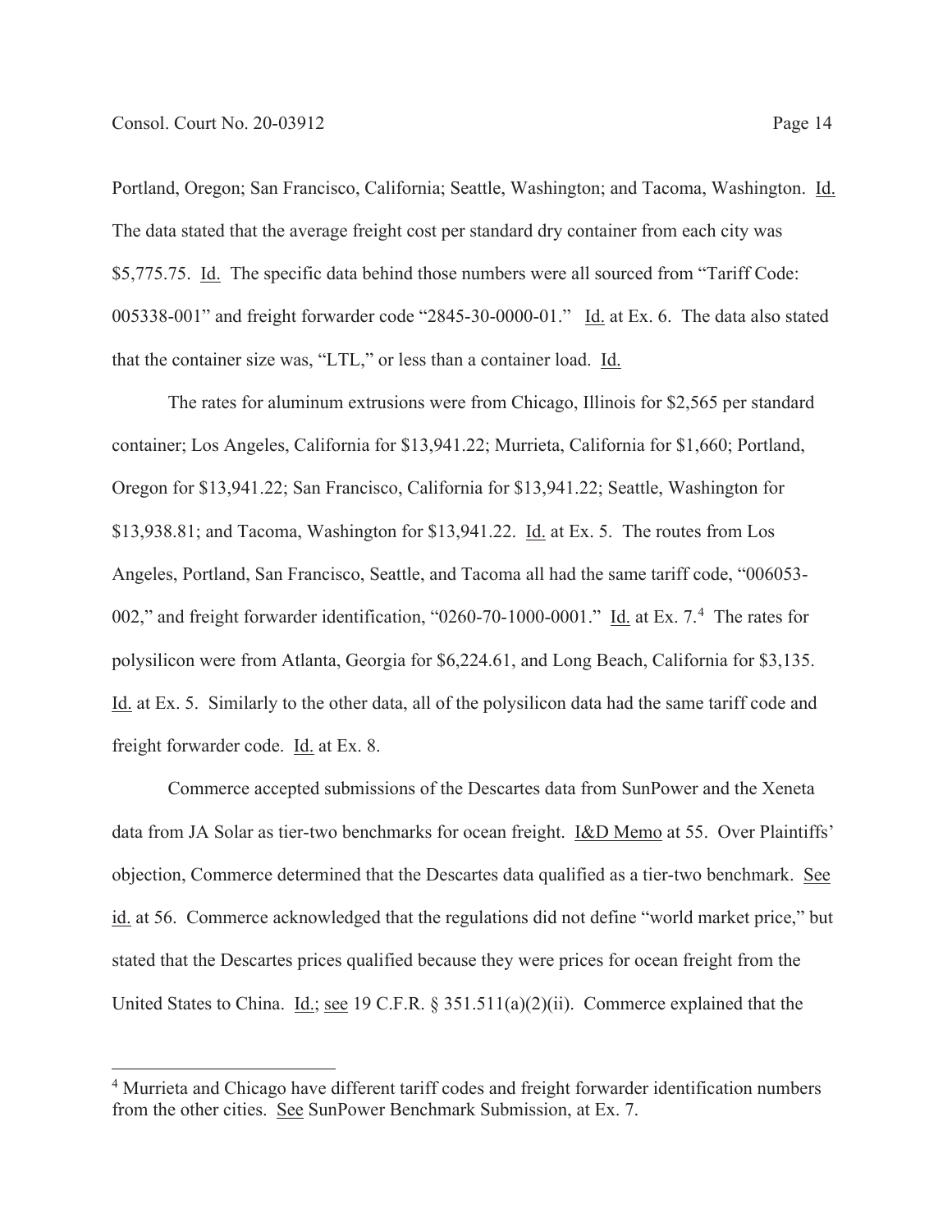Portland, Oregon; San Francisco, California; Seattle, Washington; and Tacoma, Washington. Id. The data stated that the average freight cost per standard dry container from each city was $5,775.75. Id. The specific data behind those numbers were all sourced from "Tariff Code: 005338-001" and freight forwarder code "2845-30-0000-01." Id. at Ex. 6. The data also stated that the container size was, "LTL," or less than a container load. Id.

The rates for aluminum extrusions were from Chicago, Illinois for $2,565 per standard container; Los Angeles, California for $13,941.22; Murrieta, California for $1,660; Portland, Oregon for $13,941.22; San Francisco, California for $13,941.22; Seattle, Washington for $13,938.81; and Tacoma, Washington for $13,941.22. Id. at Ex. 5. The routes from Los Angeles, Portland, San Francisco, Seattle, and Tacoma all had the same tariff code, "006053-002," and freight forwarder identification, "0260-70-1000-0001." Id. at Ex. 7.[4] The rates for polysilicon were from Atlanta, Georgia for $6,224.61, and Long Beach, California for $3,135. Id. at Ex. 5. Similarly to the other data, all of the polysilicon data had the same tariff code and freight forwarder code. Id. at Ex. 8.

Commerce accepted submissions of the Descartes data from SunPower and the Xeneta data from JA Solar as tier-two benchmarks for ocean freight. I&D Memo at 55. Over Plaintiffs' objection, Commerce determined that the Descartes data qualified as a tier-two benchmark. See id. at 56. Commerce acknowledged that the regulations did not define "world market price," but stated that the Descartes prices qualified because they were prices for ocean freight from the United States to China. Id.; see 19 C.F.R. § 351.511(a)(2)(ii). Commerce explained that the

[4] Murrieta and Chicago have different tariff codes and freight forwarder identification numbers from the other cities. See SunPower Benchmark Submission, at Ex. 7.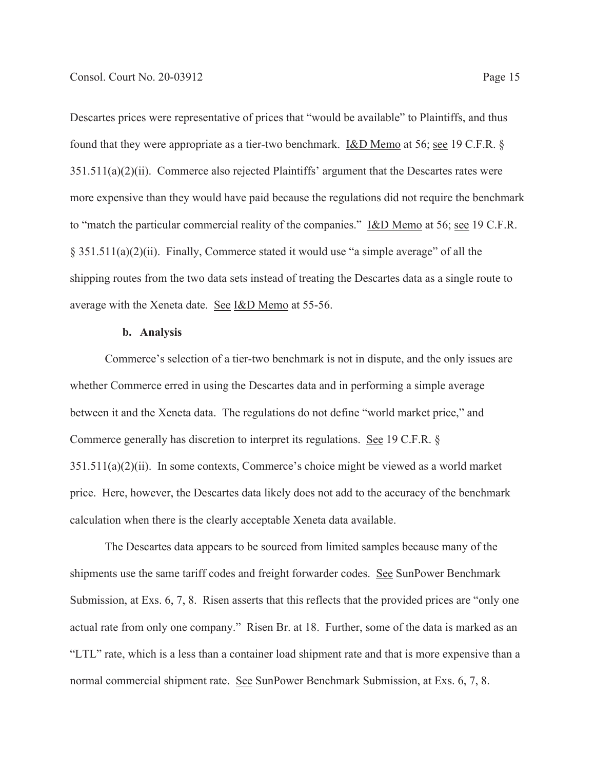Descartes prices were representative of prices that "would be available" to Plaintiffs, and thus found that they were appropriate as a tier-two benchmark. I&D Memo at 56; see 19 C.F.R. § 351.511(a)(2)(ii). Commerce also rejected Plaintiffs' argument that the Descartes rates were more expensive than they would have paid because the regulations did not require the benchmark to "match the particular commercial reality of the companies." I&D Memo at 56; see 19 C.F.R. § 351.511(a)(2)(ii). Finally, Commerce stated it would use "a simple average" of all the shipping routes from the two data sets instead of treating the Descartes data as a single route to average with the Xeneta date. See I&D Memo at 55-56.

**b. Analysis**

Commerce's selection of a tier-two benchmark is not in dispute, and the only issues are whether Commerce erred in using the Descartes data and in performing a simple average between it and the Xeneta data. The regulations do not define "world market price," and Commerce generally has discretion to interpret its regulations. See 19 C.F.R. § 351.511(a)(2)(ii). In some contexts, Commerce's choice might be viewed as a world market price. Here, however, the Descartes data likely does not add to the accuracy of the benchmark calculation when there is the clearly acceptable Xeneta data available.

The Descartes data appears to be sourced from limited samples because many of the shipments use the same tariff codes and freight forwarder codes. See SunPower Benchmark Submission, at Exs. 6, 7, 8. Risen asserts that this reflects that the provided prices are "only one actual rate from only one company." Risen Br. at 18. Further, some of the data is marked as an "LTL" rate, which is a less than a container load shipment rate and that is more expensive than a normal commercial shipment rate. See SunPower Benchmark Submission, at Exs. 6, 7, 8.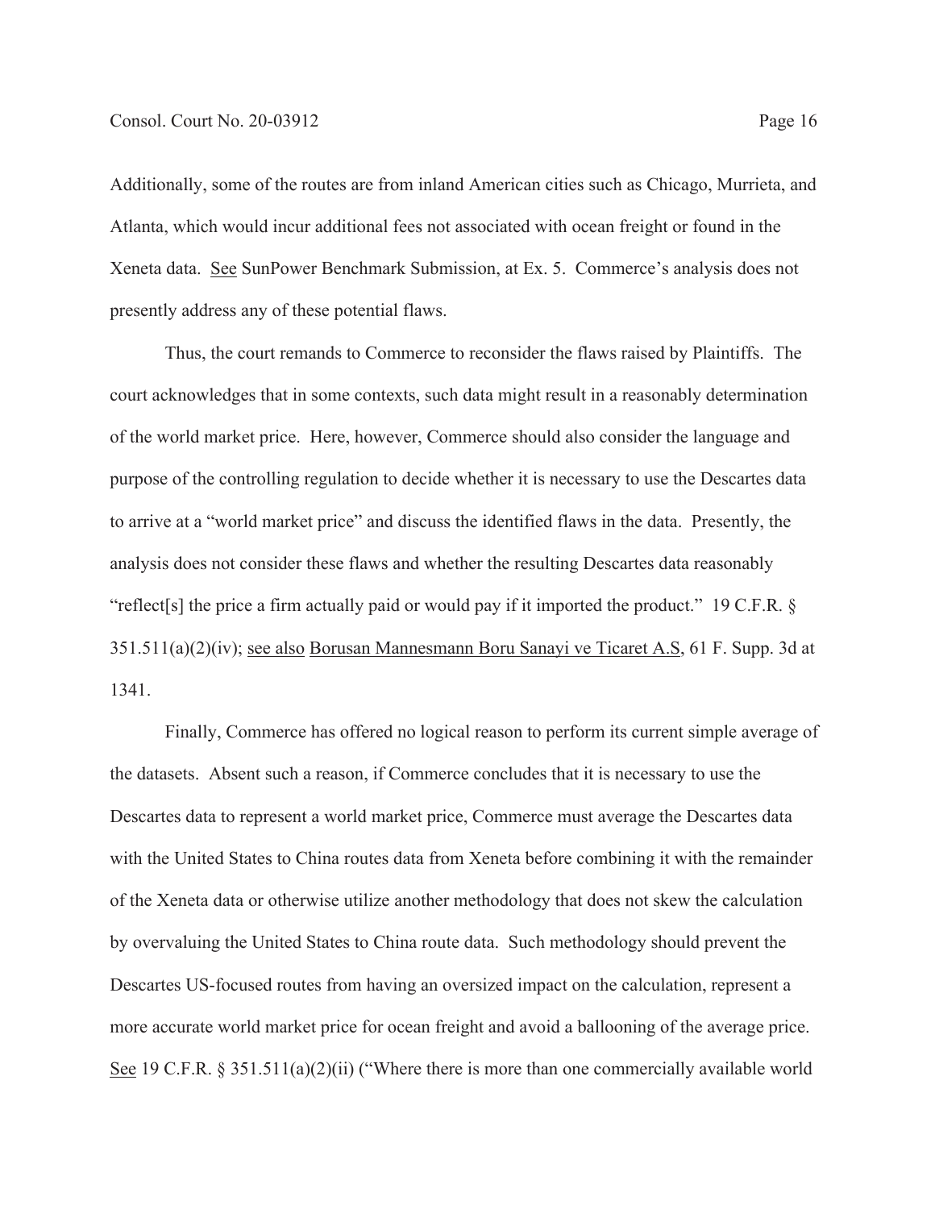Additionally, some of the routes are from inland American cities such as Chicago, Murrieta, and Atlanta, which would incur additional fees not associated with ocean freight or found in the Xeneta data. See SunPower Benchmark Submission, at Ex. 5. Commerce's analysis does not presently address any of these potential flaws.

Thus, the court remands to Commerce to reconsider the flaws raised by Plaintiffs. The court acknowledges that in some contexts, such data might result in a reasonably determination of the world market price. Here, however, Commerce should also consider the language and purpose of the controlling regulation to decide whether it is necessary to use the Descartes data to arrive at a "world market price" and discuss the identified flaws in the data. Presently, the analysis does not consider these flaws and whether the resulting Descartes data reasonably "reflect[s] the price a firm actually paid or would pay if it imported the product." 19 C.F.R. § 351.511(a)(2)(iv); see also Borusan Mannesmann Boru Sanayi ve Ticaret A.S, 61 F. Supp. 3d at 1341.

Finally, Commerce has offered no logical reason to perform its current simple average of the datasets. Absent such a reason, if Commerce concludes that it is necessary to use the Descartes data to represent a world market price, Commerce must average the Descartes data with the United States to China routes data from Xeneta before combining it with the remainder of the Xeneta data or otherwise utilize another methodology that does not skew the calculation by overvaluing the United States to China route data. Such methodology should prevent the Descartes US-focused routes from having an oversized impact on the calculation, represent a more accurate world market price for ocean freight and avoid a ballooning of the average price. See 19 C.F.R. § 351.511(a)(2)(ii) ("Where there is more than one commercially available world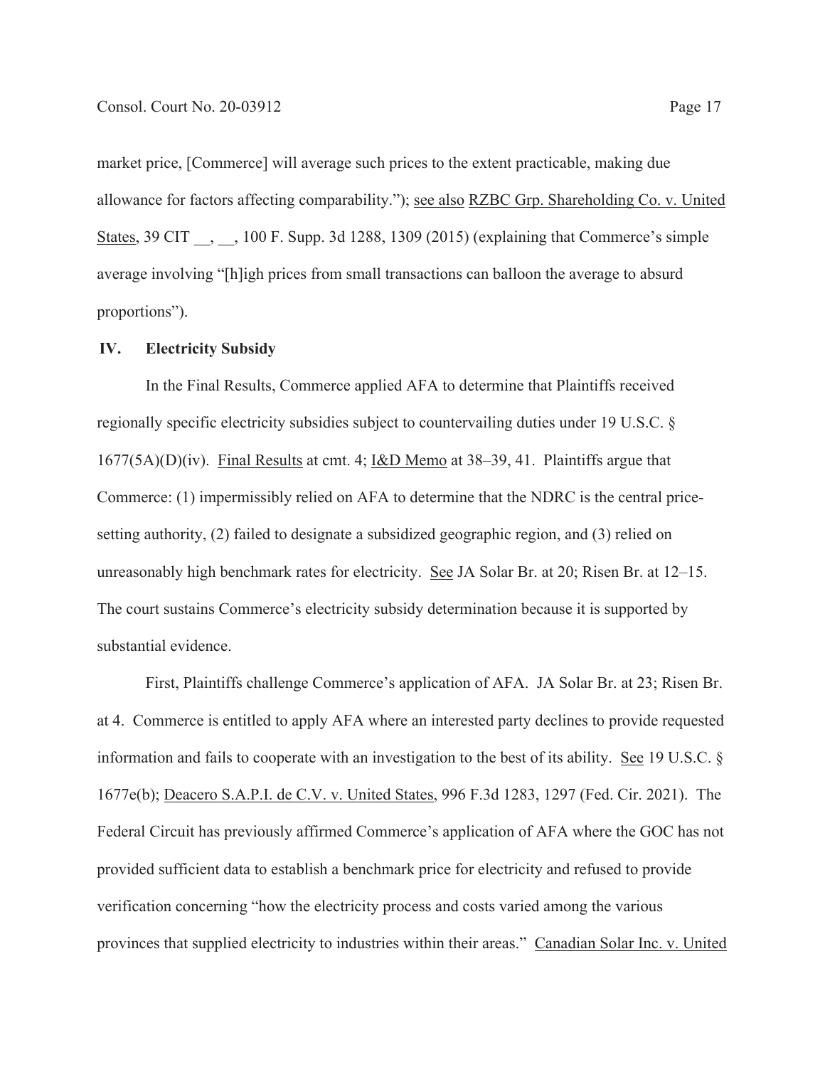market price, [Commerce] will average such prices to the extent practicable, making due allowance for factors affecting comparability."); see also RZBC Grp. Shareholding Co. v. United States, 39 CIT __, __, 100 F. Supp. 3d 1288, 1309 (2015) (explaining that Commerce's simple average involving "[h]igh prices from small transactions can balloon the average to absurd proportions").

## IV. Electricity Subsidy

In the Final Results, Commerce applied AFA to determine that Plaintiffs received regionally specific electricity subsidies subject to countervailing duties under 19 U.S.C. § 1677(5A)(D)(iv). Final Results at cmt. 4; I&D Memo at 38–39, 41. Plaintiffs argue that Commerce: (1) impermissibly relied on AFA to determine that the NDRC is the central price-setting authority, (2) failed to designate a subsidized geographic region, and (3) relied on unreasonably high benchmark rates for electricity. See JA Solar Br. at 20; Risen Br. at 12–15. The court sustains Commerce's electricity subsidy determination because it is supported by substantial evidence.

First, Plaintiffs challenge Commerce's application of AFA. JA Solar Br. at 23; Risen Br. at 4. Commerce is entitled to apply AFA where an interested party declines to provide requested information and fails to cooperate with an investigation to the best of its ability. See 19 U.S.C. § 1677e(b); Deacero S.A.P.I. de C.V. v. United States, 996 F.3d 1283, 1297 (Fed. Cir. 2021). The Federal Circuit has previously affirmed Commerce's application of AFA where the GOC has not provided sufficient data to establish a benchmark price for electricity and refused to provide verification concerning "how the electricity process and costs varied among the various provinces that supplied electricity to industries within their areas." Canadian Solar Inc. v. United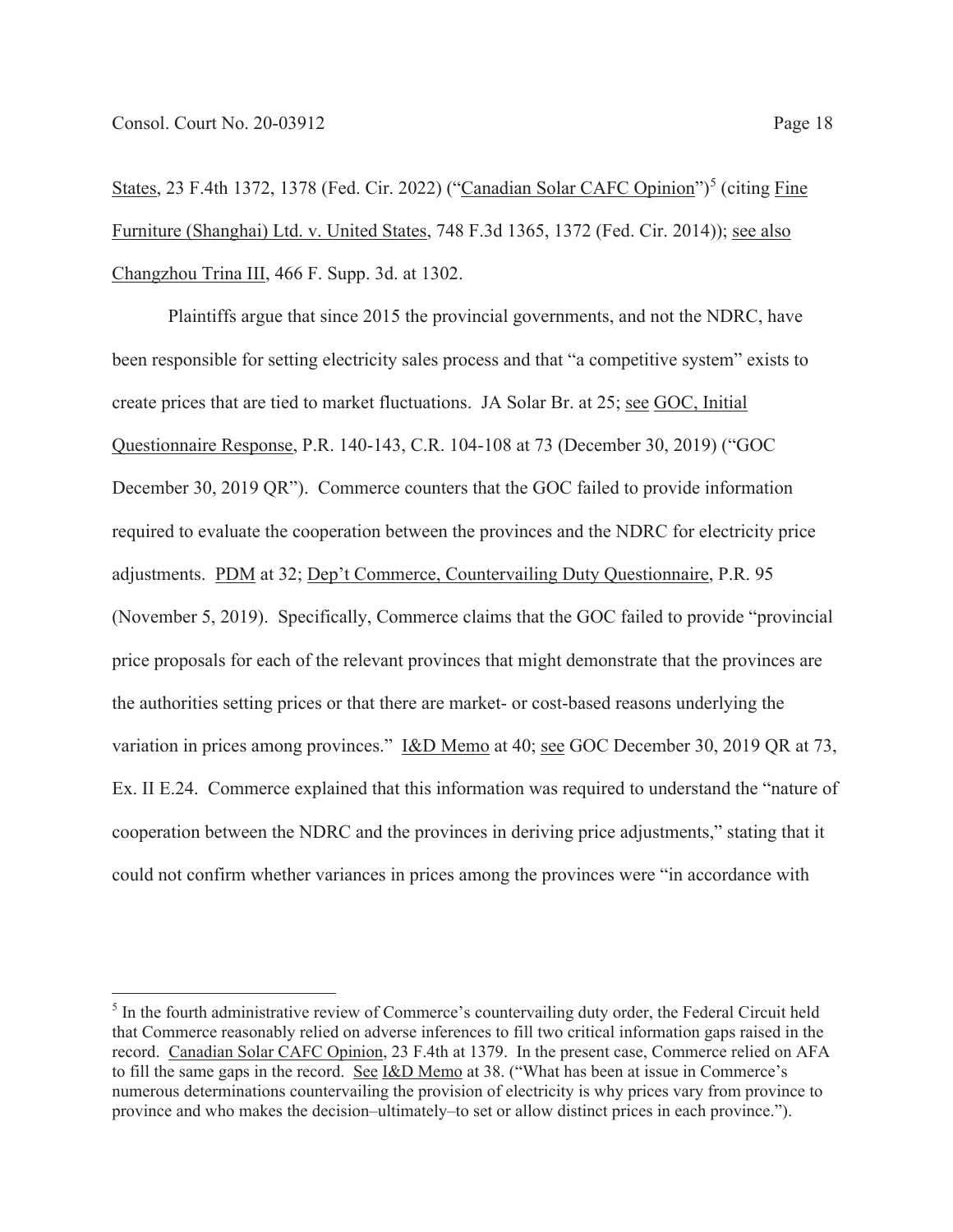States, 23 F.4th 1372, 1378 (Fed. Cir. 2022) ("Canadian Solar CAFC Opinion")[5] (citing Fine Furniture (Shanghai) Ltd. v. United States, 748 F.3d 1365, 1372 (Fed. Cir. 2014)); see also Changzhou Trina III, 466 F. Supp. 3d. at 1302.

Plaintiffs argue that since 2015 the provincial governments, and not the NDRC, have been responsible for setting electricity sales process and that "a competitive system" exists to create prices that are tied to market fluctuations. JA Solar Br. at 25; see GOC, Initial Questionnaire Response, P.R. 140-143, C.R. 104-108 at 73 (December 30, 2019) ("GOC December 30, 2019 QR"). Commerce counters that the GOC failed to provide information required to evaluate the cooperation between the provinces and the NDRC for electricity price adjustments. PDM at 32; Dep't Commerce, Countervailing Duty Questionnaire, P.R. 95 (November 5, 2019). Specifically, Commerce claims that the GOC failed to provide "provincial price proposals for each of the relevant provinces that might demonstrate that the provinces are the authorities setting prices or that there are market- or cost-based reasons underlying the variation in prices among provinces." I&D Memo at 40; see GOC December 30, 2019 QR at 73, Ex. II E.24. Commerce explained that this information was required to understand the "nature of cooperation between the NDRC and the provinces in deriving price adjustments," stating that it could not confirm whether variances in prices among the provinces were "in accordance with

---

[5] In the fourth administrative review of Commerce's countervailing duty order, the Federal Circuit held that Commerce reasonably relied on adverse inferences to fill two critical information gaps raised in the record. Canadian Solar CAFC Opinion, 23 F.4th at 1379. In the present case, Commerce relied on AFA to fill the same gaps in the record. See I&D Memo at 38. ("What has been at issue in Commerce's numerous determinations countervailing the provision of electricity is why prices vary from province to province and who makes the decision–ultimately–to set or allow distinct prices in each province.").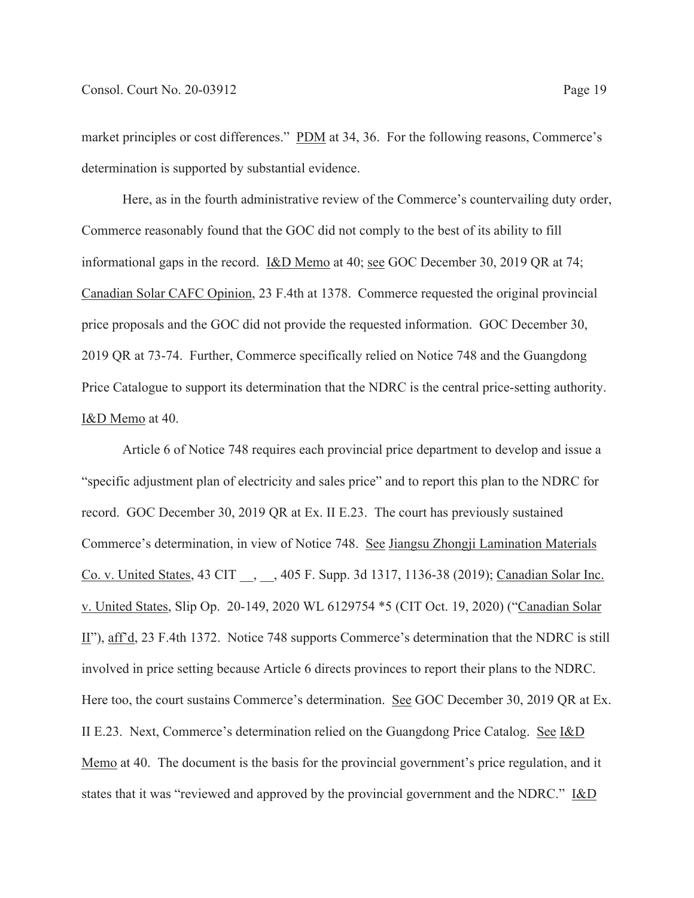market principles or cost differences." PDM at 34, 36. For the following reasons, Commerce's determination is supported by substantial evidence.

Here, as in the fourth administrative review of the Commerce's countervailing duty order, Commerce reasonably found that the GOC did not comply to the best of its ability to fill informational gaps in the record. I&D Memo at 40; see GOC December 30, 2019 QR at 74; Canadian Solar CAFC Opinion, 23 F.4th at 1378. Commerce requested the original provincial price proposals and the GOC did not provide the requested information. GOC December 30, 2019 QR at 73-74. Further, Commerce specifically relied on Notice 748 and the Guangdong Price Catalogue to support its determination that the NDRC is the central price-setting authority. I&D Memo at 40.

Article 6 of Notice 748 requires each provincial price department to develop and issue a "specific adjustment plan of electricity and sales price" and to report this plan to the NDRC for record. GOC December 30, 2019 QR at Ex. II E.23. The court has previously sustained Commerce's determination, in view of Notice 748. See Jiangsu Zhongji Lamination Materials Co. v. United States, 43 CIT __, __, 405 F. Supp. 3d 1317, 1136-38 (2019); Canadian Solar Inc. v. United States, Slip Op. 20-149, 2020 WL 6129754 *5 (CIT Oct. 19, 2020) ("Canadian Solar II"), aff'd, 23 F.4th 1372. Notice 748 supports Commerce's determination that the NDRC is still involved in price setting because Article 6 directs provinces to report their plans to the NDRC. Here too, the court sustains Commerce's determination. See GOC December 30, 2019 QR at Ex. II E.23. Next, Commerce's determination relied on the Guangdong Price Catalog. See I&D Memo at 40. The document is the basis for the provincial government's price regulation, and it states that it was "reviewed and approved by the provincial government and the NDRC." I&D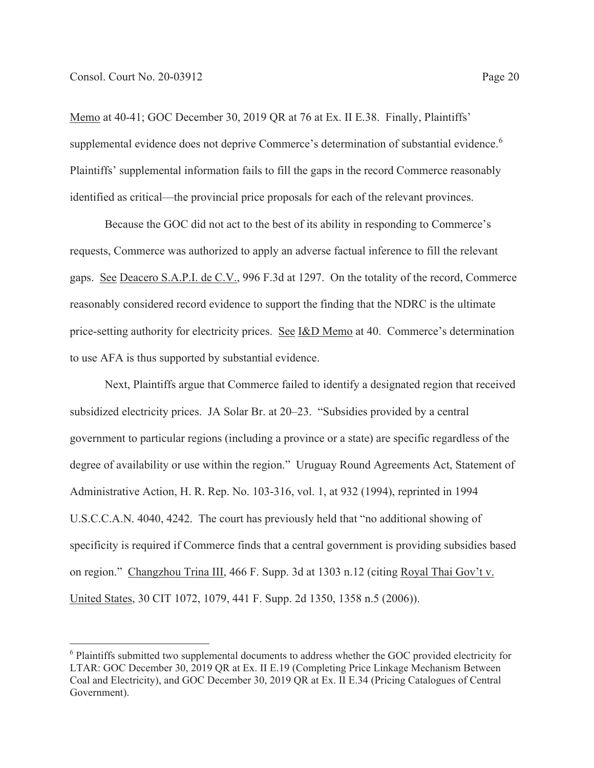Memo at 40-41; GOC December 30, 2019 QR at 76 at Ex. II E.38. Finally, Plaintiffs' supplemental evidence does not deprive Commerce's determination of substantial evidence.[6] Plaintiffs' supplemental information fails to fill the gaps in the record Commerce reasonably identified as critical—the provincial price proposals for each of the relevant provinces.

Because the GOC did not act to the best of its ability in responding to Commerce's requests, Commerce was authorized to apply an adverse factual inference to fill the relevant gaps. See Deacero S.A.P.I. de C.V., 996 F.3d at 1297. On the totality of the record, Commerce reasonably considered record evidence to support the finding that the NDRC is the ultimate price-setting authority for electricity prices. See I&D Memo at 40. Commerce's determination to use AFA is thus supported by substantial evidence.

Next, Plaintiffs argue that Commerce failed to identify a designated region that received subsidized electricity prices. JA Solar Br. at 20–23. "Subsidies provided by a central government to particular regions (including a province or a state) are specific regardless of the degree of availability or use within the region." Uruguay Round Agreements Act, Statement of Administrative Action, H. R. Rep. No. 103-316, vol. 1, at 932 (1994), reprinted in 1994 U.S.C.C.A.N. 4040, 4242. The court has previously held that "no additional showing of specificity is required if Commerce finds that a central government is providing subsidies based on region." Changzhou Trina III, 466 F. Supp. 3d at 1303 n.12 (citing Royal Thai Gov't v. United States, 30 CIT 1072, 1079, 441 F. Supp. 2d 1350, 1358 n.5 (2006)).

---

[6] Plaintiffs submitted two supplemental documents to address whether the GOC provided electricity for LTAR: GOC December 30, 2019 QR at Ex. II E.19 (Completing Price Linkage Mechanism Between Coal and Electricity), and GOC December 30, 2019 QR at Ex. II E.34 (Pricing Catalogues of Central Government).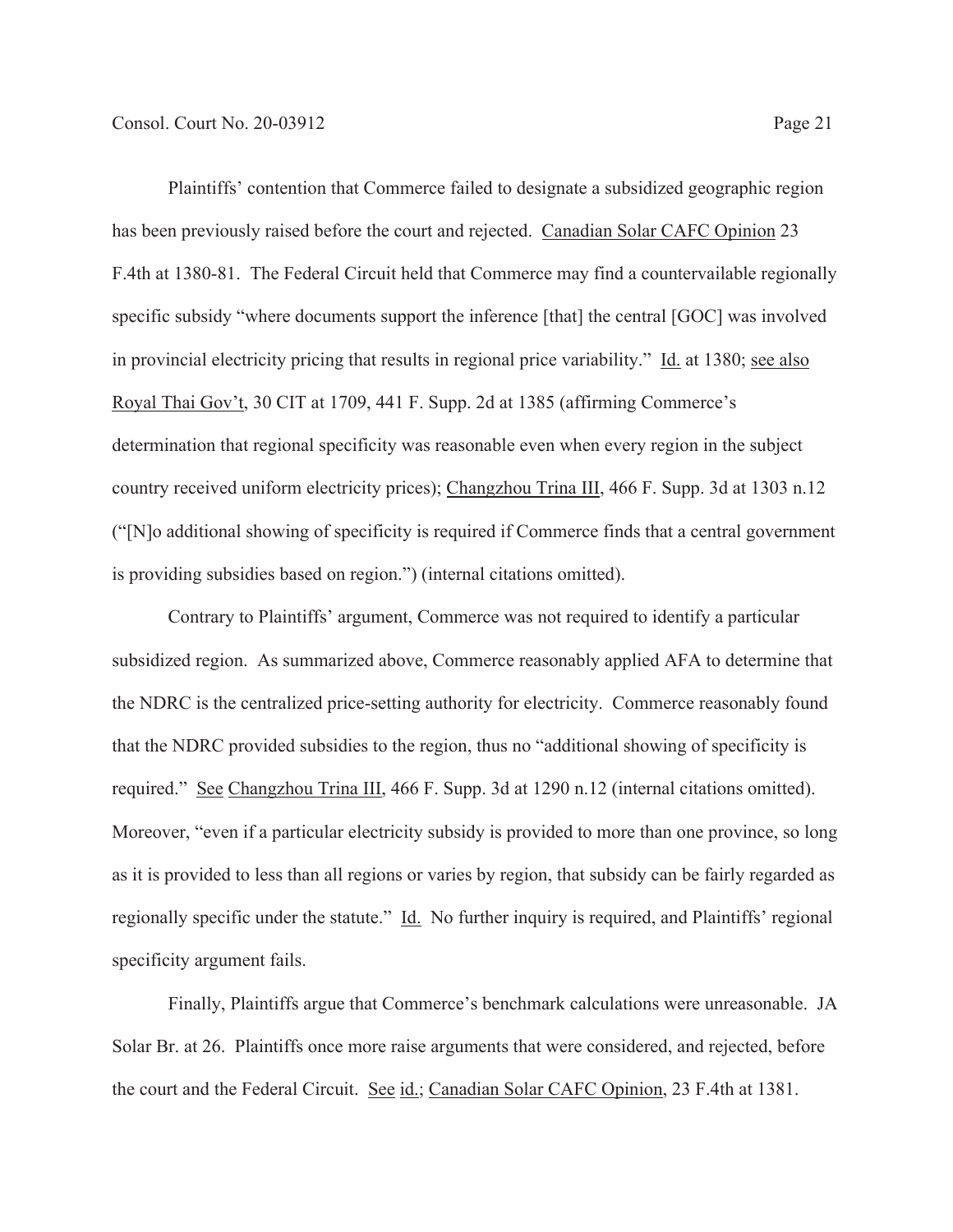Plaintiffs' contention that Commerce failed to designate a subsidized geographic region has been previously raised before the court and rejected. Canadian Solar CAFC Opinion 23 F.4th at 1380-81. The Federal Circuit held that Commerce may find a countervailable regionally specific subsidy "where documents support the inference [that] the central [GOC] was involved in provincial electricity pricing that results in regional price variability." Id. at 1380; see also Royal Thai Gov't, 30 CIT at 1709, 441 F. Supp. 2d at 1385 (affirming Commerce's determination that regional specificity was reasonable even when every region in the subject country received uniform electricity prices); Changzhou Trina III, 466 F. Supp. 3d at 1303 n.12 ("[N]o additional showing of specificity is required if Commerce finds that a central government is providing subsidies based on region.") (internal citations omitted).

Contrary to Plaintiffs' argument, Commerce was not required to identify a particular subsidized region. As summarized above, Commerce reasonably applied AFA to determine that the NDRC is the centralized price-setting authority for electricity. Commerce reasonably found that the NDRC provided subsidies to the region, thus no "additional showing of specificity is required." See Changzhou Trina III, 466 F. Supp. 3d at 1290 n.12 (internal citations omitted). Moreover, "even if a particular electricity subsidy is provided to more than one province, so long as it is provided to less than all regions or varies by region, that subsidy can be fairly regarded as regionally specific under the statute." Id. No further inquiry is required, and Plaintiffs' regional specificity argument fails.

Finally, Plaintiffs argue that Commerce's benchmark calculations were unreasonable. JA Solar Br. at 26. Plaintiffs once more raise arguments that were considered, and rejected, before the court and the Federal Circuit. See id.; Canadian Solar CAFC Opinion, 23 F.4th at 1381.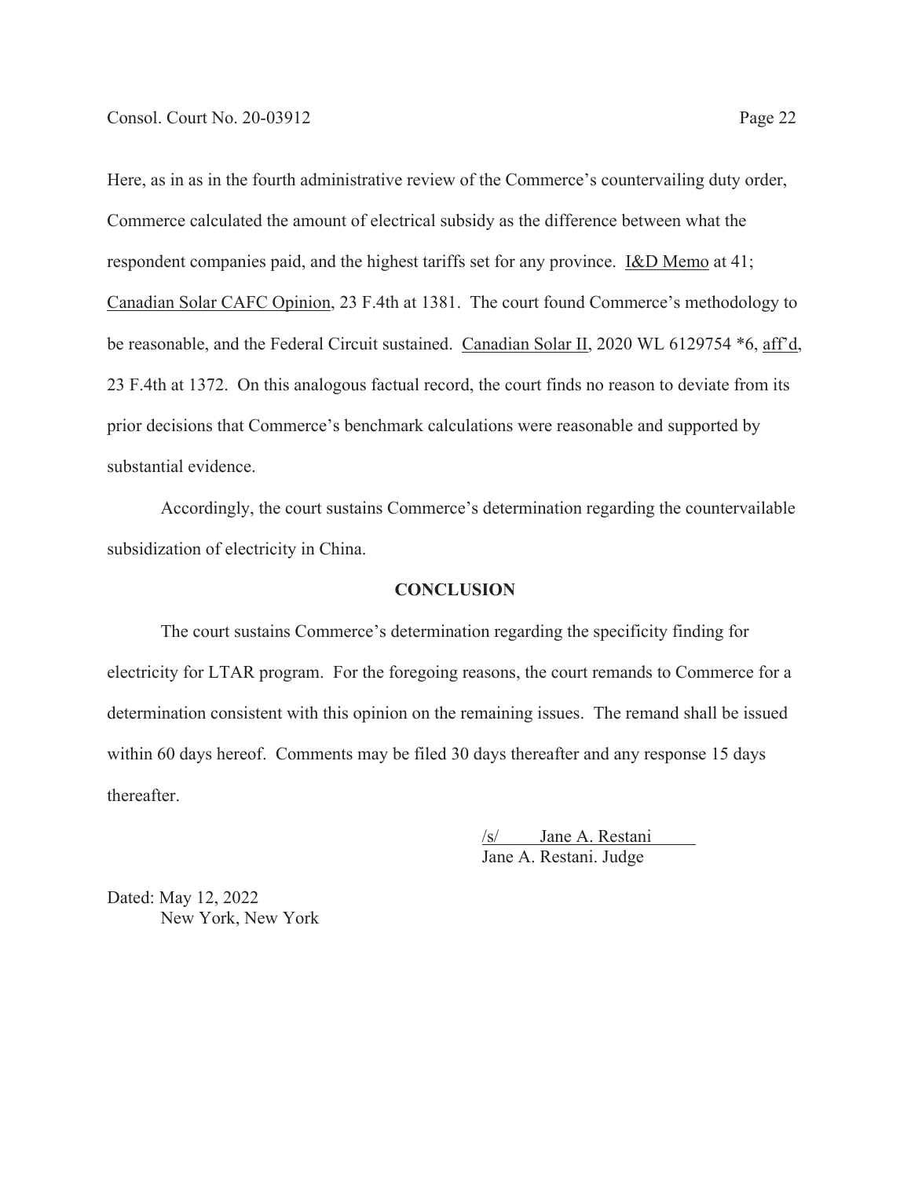Here, as in as in the fourth administrative review of the Commerce's countervailing duty order, Commerce calculated the amount of electrical subsidy as the difference between what the respondent companies paid, and the highest tariffs set for any province. I&D Memo at 41; Canadian Solar CAFC Opinion, 23 F.4th at 1381. The court found Commerce's methodology to be reasonable, and the Federal Circuit sustained. Canadian Solar II, 2020 WL 6129754 *6, aff'd, 23 F.4th at 1372. On this analogous factual record, the court finds no reason to deviate from its prior decisions that Commerce's benchmark calculations were reasonable and supported by substantial evidence.

Accordingly, the court sustains Commerce's determination regarding the countervailable subsidization of electricity in China.

**CONCLUSION**

The court sustains Commerce's determination regarding the specificity finding for electricity for LTAR program. For the foregoing reasons, the court remands to Commerce for a determination consistent with this opinion on the remaining issues. The remand shall be issued within 60 days hereof. Comments may be filed 30 days thereafter and any response 15 days thereafter.

/s/ Jane A. Restani
Jane A. Restani. Judge

Dated: May 12, 2022
New York, New York